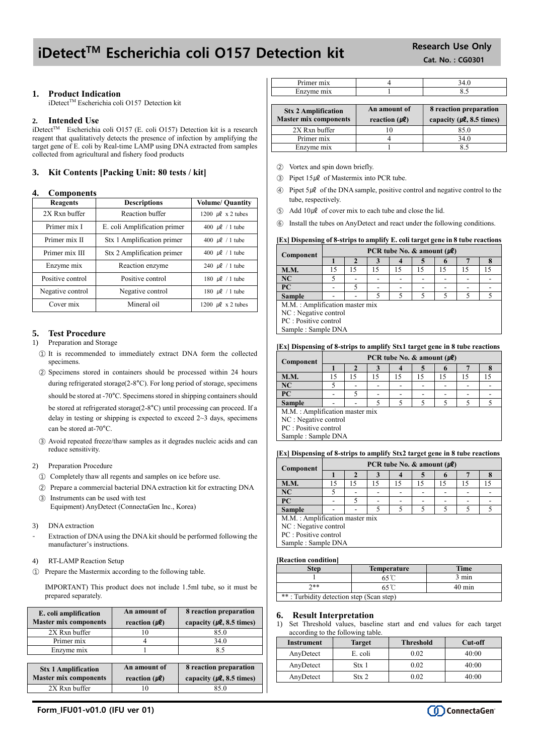# iDetect™ Escherichia coli O157 Detection kit

**Research Use Only**
**Cat. No. : CG0301**

## 1. Product Indication

iDetect™ Escherichia coli O157 Detection kit

## 2. Intended Use

iDetect™ Escherichia coli O157 (E. coli O157) Detection kit is a research reagent that qualitatively detects the presence of infection by amplifying the target gene of E. coli by Real-time LAMP using DNA extracted from samples collected from agricultural and fishery food products

## 3. Kit Contents [Packing Unit: 80 tests / kit]

## 4. Components

| Reagents | Descriptions | Volume/ Quantity |
|---|---|---|
| 2X Rxn buffer | Reaction buffer | 1200 ㎕ x 2 tubes |
| Primer mix I | E. coli Amplification primer | 400 ㎕ / 1 tube |
| Primer mix II | Stx 1 Amplification primer | 400 ㎕ / 1 tube |
| Primer mix III | Stx 2 Amplification primer | 400 ㎕ / 1 tube |
| Enzyme mix | Reaction enzyme | 240 ㎕ / 1 tube |
| Positive control | Positive control | 180 ㎕ / 1 tube |
| Negative control | Negative control | 180 ㎕ / 1 tube |
| Cover mix | Mineral oil | 1200 ㎕ x 2 tubes |

## 5. Test Procedure

1) Preparation and Storage

① It is recommended to immediately extract DNA form the collected specimens.

② Specimens stored in containers should be processed within 24 hours during refrigerated storage(2-8°C). For long period of storage, specimens should be stored at -70°C. Specimens stored in shipping containers should be stored at refrigerated storage(2-8°C) until processing can proceed. If a delay in testing or shipping is expected to exceed 2~3 days, specimens can be stored at-70°C.

③ Avoid repeated freeze/thaw samples as it degrades nucleic acids and can reduce sensitivity.

2) Preparation Procedure

① Completely thaw all regents and samples on ice before use.

② Prepare a commercial bacterial DNA extraction kit for extracting DNA

③ Instruments can be used with test Equipment) AnyDetect (ConnectaGen Inc., Korea)

3) DNA extraction

- Extraction of DNA using the DNA kit should be performed following the manufacturer's instructions.

4) RT-LAMP Reaction Setup

① Prepare the Mastermix according to the following table.

IMPORTANT) This product does not include 1.5ml tube, so it must be prepared separately.

| E. coli amplification Master mix components | An amount of reaction (㎕) | 8 reaction preparation capacity (㎕, 8.5 times) |
|---|---|---|
| 2X Rxn buffer | 10 | 85.0 |
| Primer mix | 4 | 34.0 |
| Enzyme mix | 1 | 8.5 |

| Stx 1 Amplification Master mix components | An amount of reaction (㎕) | 8 reaction preparation capacity (㎕, 8.5 times) |
|---|---|---|
| 2X Rxn buffer | 10 | 85.0 |
| Primer mix | 4 | 34.0 |
| Enzyme mix | 1 | 8.5 |

| Stx 2 Amplification Master mix components | An amount of reaction (㎕) | 8 reaction preparation capacity (㎕, 8.5 times) |
|---|---|---|
| 2X Rxn buffer | 10 | 85.0 |
| Primer mix | 4 | 34.0 |
| Enzyme mix | 1 | 8.5 |

② Vortex and spin down briefly.

③ Pipet 15㎕ of Mastermix into PCR tube.

④ Pipet 5㎕ of the DNA sample, positive control and negative control to the tube, respectively.

⑤ Add 10㎕ of cover mix to each tube and close the lid.

⑥ Install the tubes on AnyDetect and react under the following conditions.

**[Ex] Dispensing of 8-strips to amplify E. coli target gene in 8 tube reactions**

| Component | PCR tube No. & amount (㎕) | | | | | | | |
|---|---|---|---|---|---|---|---|---|
| | 1 | 2 | 3 | 4 | 5 | 6 | 7 | 8 |
| **M.M.** | 15 | 15 | 15 | 15 | 15 | 15 | 15 | 15 |
| **NC** | 5 | - | - | - | - | - | - | - |
| **PC** | - | 5 | - | - | - | - | - | - |
| **Sample** | - | - | 5 | 5 | 5 | 5 | 5 | 5 |

M.M. : Amplification master mix
NC : Negative control
PC : Positive control
Sample : Sample DNA

**[Ex] Dispensing of 8-strips to amplify Stx1 target gene in 8 tube reactions**

| Component | PCR tube No. & amount (㎕) | | | | | | | |
|---|---|---|---|---|---|---|---|---|
| | 1 | 2 | 3 | 4 | 5 | 6 | 7 | 8 |
| **M.M.** | 15 | 15 | 15 | 15 | 15 | 15 | 15 | 15 |
| **NC** | 5 | - | - | - | - | - | - | - |
| **PC** | - | 5 | - | - | - | - | - | - |
| **Sample** | - | - | 5 | 5 | 5 | 5 | 5 | 5 |

M.M. : Amplification master mix
NC : Negative control
PC : Positive control
Sample : Sample DNA

**[Ex] Dispensing of 8-strips to amplify Stx2 target gene in 8 tube reactions**

| Component | PCR tube No. & amount (㎕) | | | | | | | |
|---|---|---|---|---|---|---|---|---|
| | 1 | 2 | 3 | 4 | 5 | 6 | 7 | 8 |
| **M.M.** | 15 | 15 | 15 | 15 | 15 | 15 | 15 | 15 |
| **NC** | 5 | - | - | - | - | - | - | - |
| **PC** | - | 5 | - | - | - | - | - | - |
| **Sample** | - | - | 5 | 5 | 5 | 5 | 5 | 5 |

M.M. : Amplification master mix
NC : Negative control
PC : Positive control
Sample : Sample DNA

**[Reaction condition]**

| Step | Temperature | Time |
|---|---|---|
| 1 | 65℃ | 3 min |
| 2** | 65℃ | 40 min |

** : Turbidity detection step (Scan step)

## 6. Result Interpretation

1) Set Threshold values, baseline start and end values for each target according to the following table.

| Instrument | Target | Threshold | Cut-off |
|---|---|---|---|
| AnyDetect | E. coli | 0.02 | 40:00 |
| AnyDetect | Stx 1 | 0.02 | 40:00 |
| AnyDetect | Stx 2 | 0.02 | 40:00 |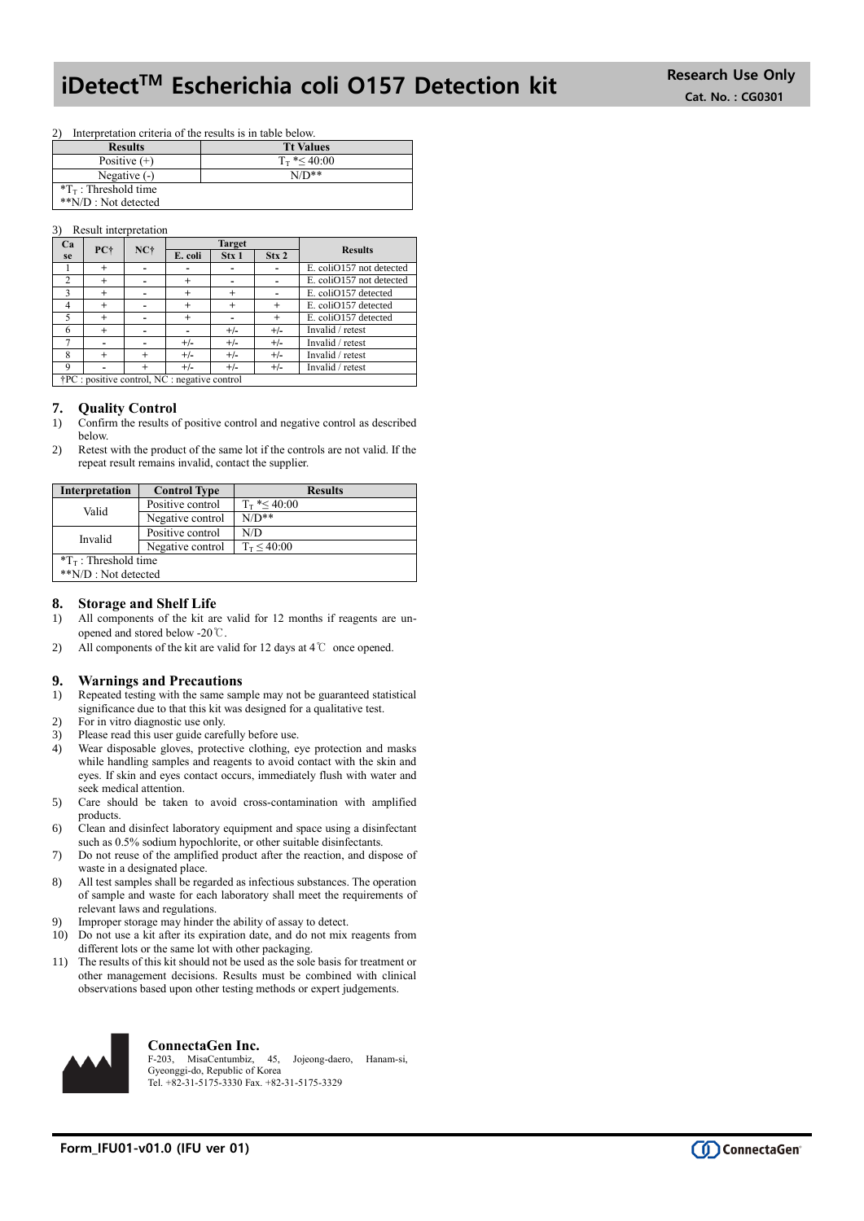2) Interpretation criteria of the results is in table below.

| Results | Tt Values |
|---|---|
| Positive (+) | $T_T$ *≤ 40:00 |
| Negative (-) | N/D** |
| *$T_T$ : Threshold time<br>**N/D : Not detected | |

3) Result interpretation

| Case | PC† | NC† | Target | | | Results |
|---|---|---|---|---|---|---|
| | | | E. coli | Stx 1 | Stx 2 | |
| 1 | + | - | - | - | - | E. coliO157 not detected |
| 2 | + | - | + | - | - | E. coliO157 not detected |
| 3 | + | - | + | + | - | E. coliO157 detected |
| 4 | + | - | + | + | + | E. coliO157 detected |
| 5 | + | - | + | - | + | E. coliO157 detected |
| 6 | + | - | - | +/- | +/- | Invalid / retest |
| 7 | - | - | +/- | +/- | +/- | Invalid / retest |
| 8 | + | + | +/- | +/- | +/- | Invalid / retest |
| 9 | - | + | +/- | +/- | +/- | Invalid / retest |
| †PC : positive control, NC : negative control | | | | | | |

## 7. Quality Control

1) Confirm the results of positive control and negative control as described below.
2) Retest with the product of the same lot if the controls are not valid. If the repeat result remains invalid, contact the supplier.

| Interpretation | Control Type | Results |
|---|---|---|
| Valid | Positive control | $T_T$ *≤ 40:00 |
| | Negative control | N/D** |
| Invalid | Positive control | N/D |
| | Negative control | $T_T$ ≤ 40:00 |
| *$T_T$ : Threshold time<br>**N/D : Not detected | | |

## 8. Storage and Shelf Life

1) All components of the kit are valid for 12 months if reagents are un-opened and stored below -20℃.
2) All components of the kit are valid for 12 days at 4℃ once opened.

## 9. Warnings and Precautions

1) Repeated testing with the same sample may not be guaranteed statistical significance due to that this kit was designed for a qualitative test.
2) For in vitro diagnostic use only.
3) Please read this user guide carefully before use.
4) Wear disposable gloves, protective clothing, eye protection and masks while handling samples and reagents to avoid contact with the skin and eyes. If skin and eyes contact occurs, immediately flush with water and seek medical attention.
5) Care should be taken to avoid cross-contamination with amplified products.
6) Clean and disinfect laboratory equipment and space using a disinfectant such as 0.5% sodium hypochlorite, or other suitable disinfectants.
7) Do not reuse of the amplified product after the reaction, and dispose of waste in a designated place.
8) All test samples shall be regarded as infectious substances. The operation of sample and waste for each laboratory shall meet the requirements of relevant laws and regulations.
9) Improper storage may hinder the ability of assay to detect.
10) Do not use a kit after its expiration date, and do not mix reagents from different lots or the same lot with other packaging.
11) The results of this kit should not be used as the sole basis for treatment or other management decisions. Results must be combined with clinical observations based upon other testing methods or expert judgements.

**ConnectaGen Inc.**
F-203, MisaCentumbiz, 45, Jojeong-daero, Hanam-si, Gyeonggi-do, Republic of Korea
Tel. +82-31-5175-3330 Fax. +82-31-5175-3329